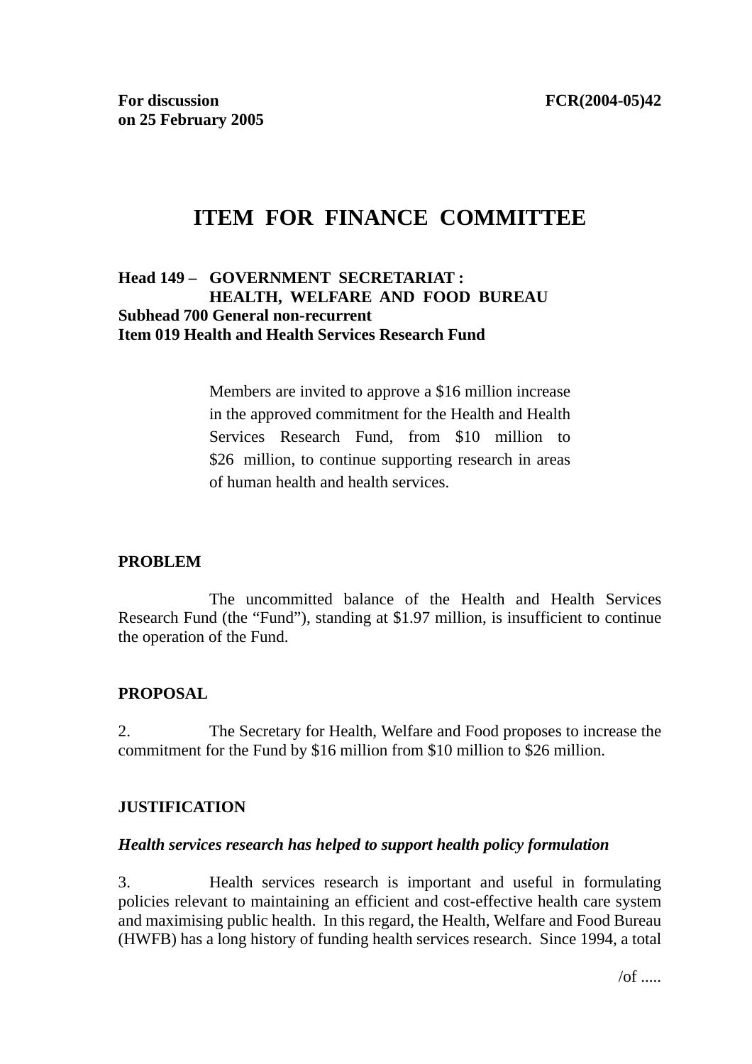**For discussion on 25 February 2005** **FCR(2004-05)42**

# ITEM FOR FINANCE COMMITTEE

**Head 149 – GOVERNMENT SECRETARIAT : HEALTH, WELFARE AND FOOD BUREAU**
**Subhead 700 General non-recurrent**
**Item 019 Health and Health Services Research Fund**

> Members are invited to approve a $16 million increase in the approved commitment for the Health and Health Services Research Fund, from $10 million to $26 million, to continue supporting research in areas of human health and health services.

## PROBLEM

The uncommitted balance of the Health and Health Services Research Fund (the "Fund"), standing at $1.97 million, is insufficient to continue the operation of the Fund.

## PROPOSAL

2. The Secretary for Health, Welfare and Food proposes to increase the commitment for the Fund by $16 million from $10 million to $26 million.

## JUSTIFICATION

### *Health services research has helped to support health policy formulation*

3. Health services research is important and useful in formulating policies relevant to maintaining an efficient and cost-effective health care system and maximising public health. In this regard, the Health, Welfare and Food Bureau (HWFB) has a long history of funding health services research. Since 1994, a total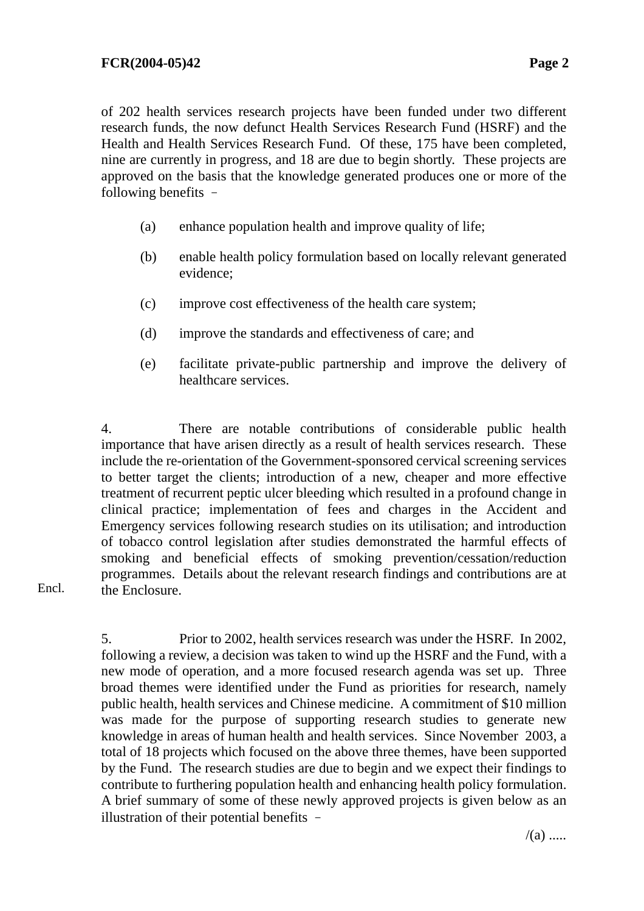of 202 health services research projects have been funded under two different research funds, the now defunct Health Services Research Fund (HSRF) and the Health and Health Services Research Fund. Of these, 175 have been completed, nine are currently in progress, and 18 are due to begin shortly. These projects are approved on the basis that the knowledge generated produces one or more of the following benefits –

(a) enhance population health and improve quality of life;

(b) enable health policy formulation based on locally relevant generated evidence;

(c) improve cost effectiveness of the health care system;

(d) improve the standards and effectiveness of care; and

(e) facilitate private-public partnership and improve the delivery of healthcare services.

4. There are notable contributions of considerable public health importance that have arisen directly as a result of health services research. These include the re-orientation of the Government-sponsored cervical screening services to better target the clients; introduction of a new, cheaper and more effective treatment of recurrent peptic ulcer bleeding which resulted in a profound change in clinical practice; implementation of fees and charges in the Accident and Emergency services following research studies on its utilisation; and introduction of tobacco control legislation after studies demonstrated the harmful effects of smoking and beneficial effects of smoking prevention/cessation/reduction programmes. Details about the relevant research findings and contributions are at the Enclosure.

Encl.

5. Prior to 2002, health services research was under the HSRF. In 2002, following a review, a decision was taken to wind up the HSRF and the Fund, with a new mode of operation, and a more focused research agenda was set up. Three broad themes were identified under the Fund as priorities for research, namely public health, health services and Chinese medicine. A commitment of $10 million was made for the purpose of supporting research studies to generate new knowledge in areas of human health and health services. Since November 2003, a total of 18 projects which focused on the above three themes, have been supported by the Fund. The research studies are due to begin and we expect their findings to contribute to furthering population health and enhancing health policy formulation. A brief summary of some of these newly approved projects is given below as an illustration of their potential benefits –

/(a) .....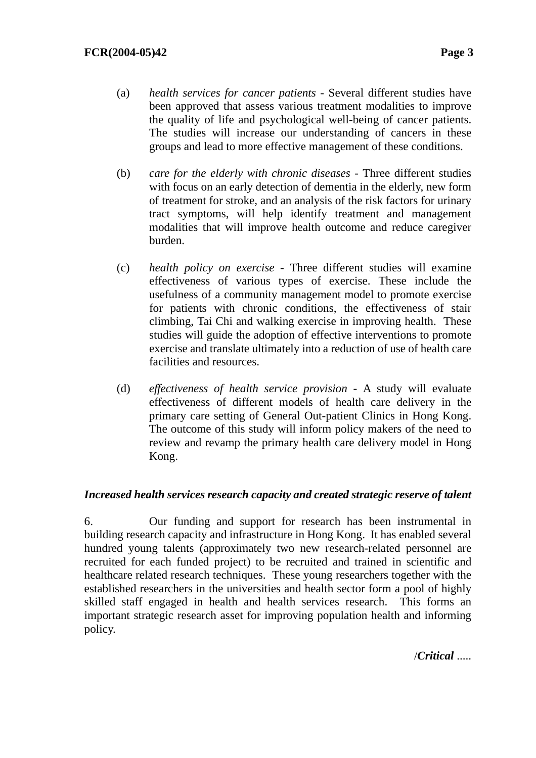(a) *health services for cancer patients* - Several different studies have been approved that assess various treatment modalities to improve the quality of life and psychological well-being of cancer patients. The studies will increase our understanding of cancers in these groups and lead to more effective management of these conditions.

(b) *care for the elderly with chronic diseases* - Three different studies with focus on an early detection of dementia in the elderly, new form of treatment for stroke, and an analysis of the risk factors for urinary tract symptoms, will help identify treatment and management modalities that will improve health outcome and reduce caregiver burden.

(c) *health policy on exercise* - Three different studies will examine effectiveness of various types of exercise. These include the usefulness of a community management model to promote exercise for patients with chronic conditions, the effectiveness of stair climbing, Tai Chi and walking exercise in improving health. These studies will guide the adoption of effective interventions to promote exercise and translate ultimately into a reduction of use of health care facilities and resources.

(d) *effectiveness of health service provision* - A study will evaluate effectiveness of different models of health care delivery in the primary care setting of General Out-patient Clinics in Hong Kong. The outcome of this study will inform policy makers of the need to review and revamp the primary health care delivery model in Hong Kong.

***Increased health services research capacity and created strategic reserve of talent***

6. Our funding and support for research has been instrumental in building research capacity and infrastructure in Hong Kong. It has enabled several hundred young talents (approximately two new research-related personnel are recruited for each funded project) to be recruited and trained in scientific and healthcare related research techniques. These young researchers together with the established researchers in the universities and health sector form a pool of highly skilled staff engaged in health and health services research. This forms an important strategic research asset for improving population health and informing policy.

/***Critical*** .....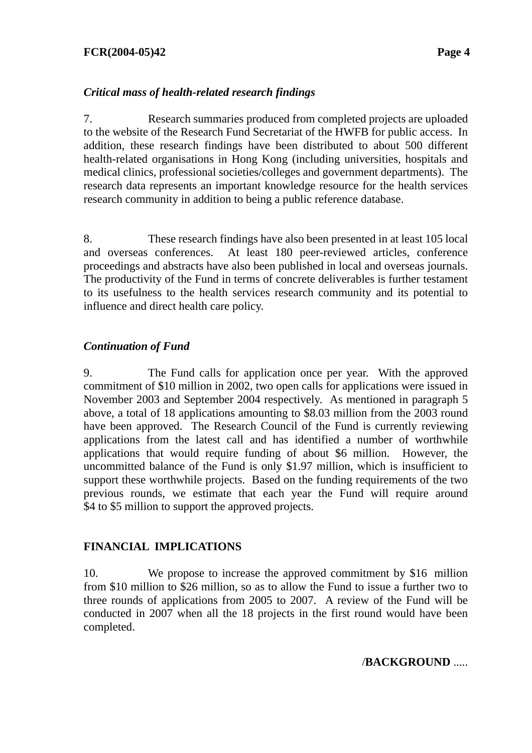*Critical mass of health-related research findings*

7. Research summaries produced from completed projects are uploaded to the website of the Research Fund Secretariat of the HWFB for public access. In addition, these research findings have been distributed to about 500 different health-related organisations in Hong Kong (including universities, hospitals and medical clinics, professional societies/colleges and government departments). The research data represents an important knowledge resource for the health services research community in addition to being a public reference database.

8. These research findings have also been presented in at least 105 local and overseas conferences. At least 180 peer-reviewed articles, conference proceedings and abstracts have also been published in local and overseas journals. The productivity of the Fund in terms of concrete deliverables is further testament to its usefulness to the health services research community and its potential to influence and direct health care policy.

*Continuation of Fund*

9. The Fund calls for application once per year. With the approved commitment of $10 million in 2002, two open calls for applications were issued in November 2003 and September 2004 respectively. As mentioned in paragraph 5 above, a total of 18 applications amounting to $8.03 million from the 2003 round have been approved. The Research Council of the Fund is currently reviewing applications from the latest call and has identified a number of worthwhile applications that would require funding of about $6 million. However, the uncommitted balance of the Fund is only $1.97 million, which is insufficient to support these worthwhile projects. Based on the funding requirements of the two previous rounds, we estimate that each year the Fund will require around $4 to $5 million to support the approved projects.

**FINANCIAL IMPLICATIONS**

10. We propose to increase the approved commitment by $16 million from $10 million to $26 million, so as to allow the Fund to issue a further two to three rounds of applications from 2005 to 2007. A review of the Fund will be conducted in 2007 when all the 18 projects in the first round would have been completed.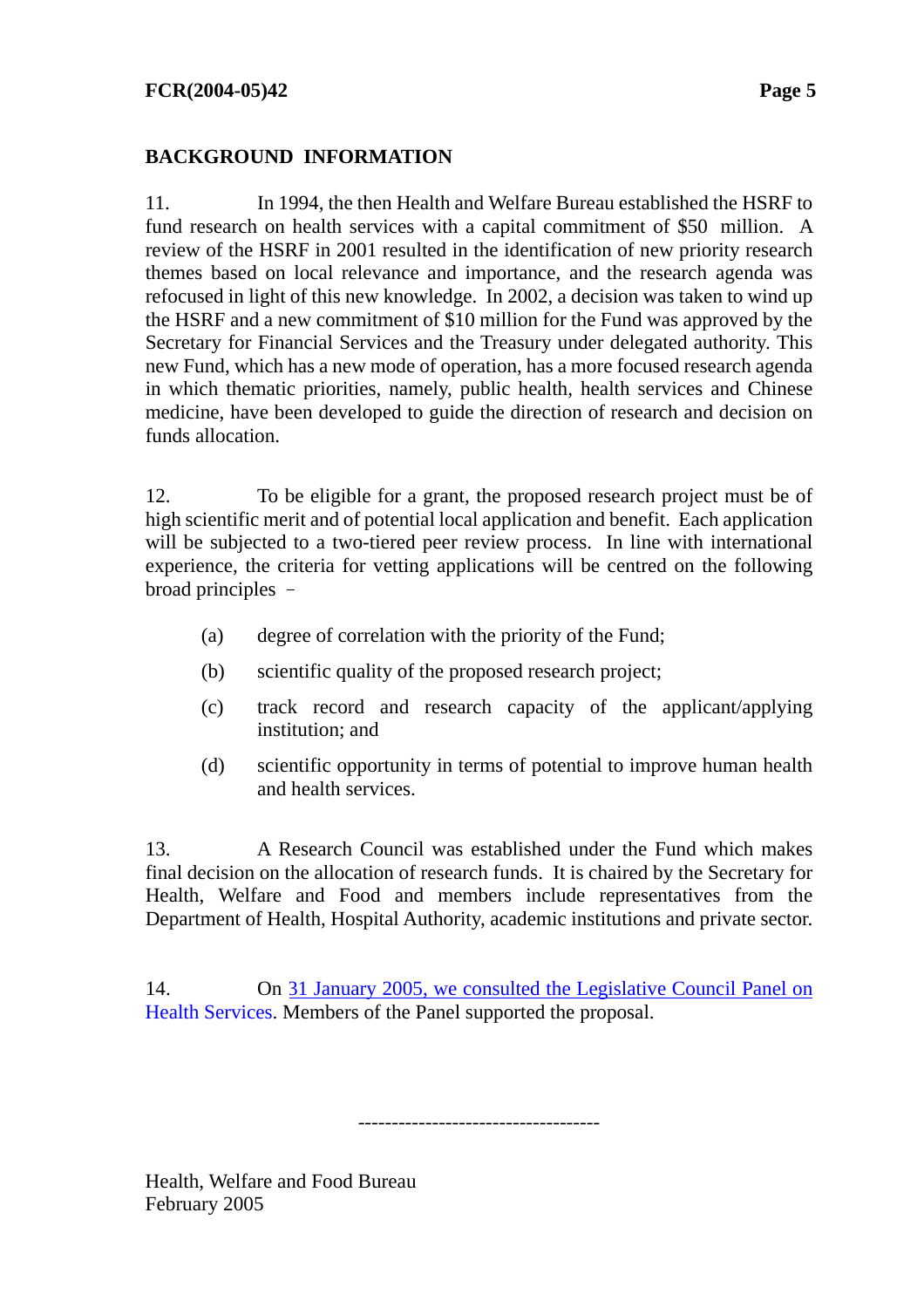## BACKGROUND INFORMATION

11. In 1994, the then Health and Welfare Bureau established the HSRF to fund research on health services with a capital commitment of $50 million. A review of the HSRF in 2001 resulted in the identification of new priority research themes based on local relevance and importance, and the research agenda was refocused in light of this new knowledge. In 2002, a decision was taken to wind up the HSRF and a new commitment of $10 million for the Fund was approved by the Secretary for Financial Services and the Treasury under delegated authority. This new Fund, which has a new mode of operation, has a more focused research agenda in which thematic priorities, namely, public health, health services and Chinese medicine, have been developed to guide the direction of research and decision on funds allocation.

12. To be eligible for a grant, the proposed research project must be of high scientific merit and of potential local application and benefit. Each application will be subjected to a two-tiered peer review process. In line with international experience, the criteria for vetting applications will be centred on the following broad principles –

(a) degree of correlation with the priority of the Fund;

(b) scientific quality of the proposed research project;

(c) track record and research capacity of the applicant/applying institution; and

(d) scientific opportunity in terms of potential to improve human health and health services.

13. A Research Council was established under the Fund which makes final decision on the allocation of research funds. It is chaired by the Secretary for Health, Welfare and Food and members include representatives from the Department of Health, Hospital Authority, academic institutions and private sector.

14. On 31 January 2005, we consulted the Legislative Council Panel on Health Services. Members of the Panel supported the proposal.

-----------------------------------

Health, Welfare and Food Bureau
February 2005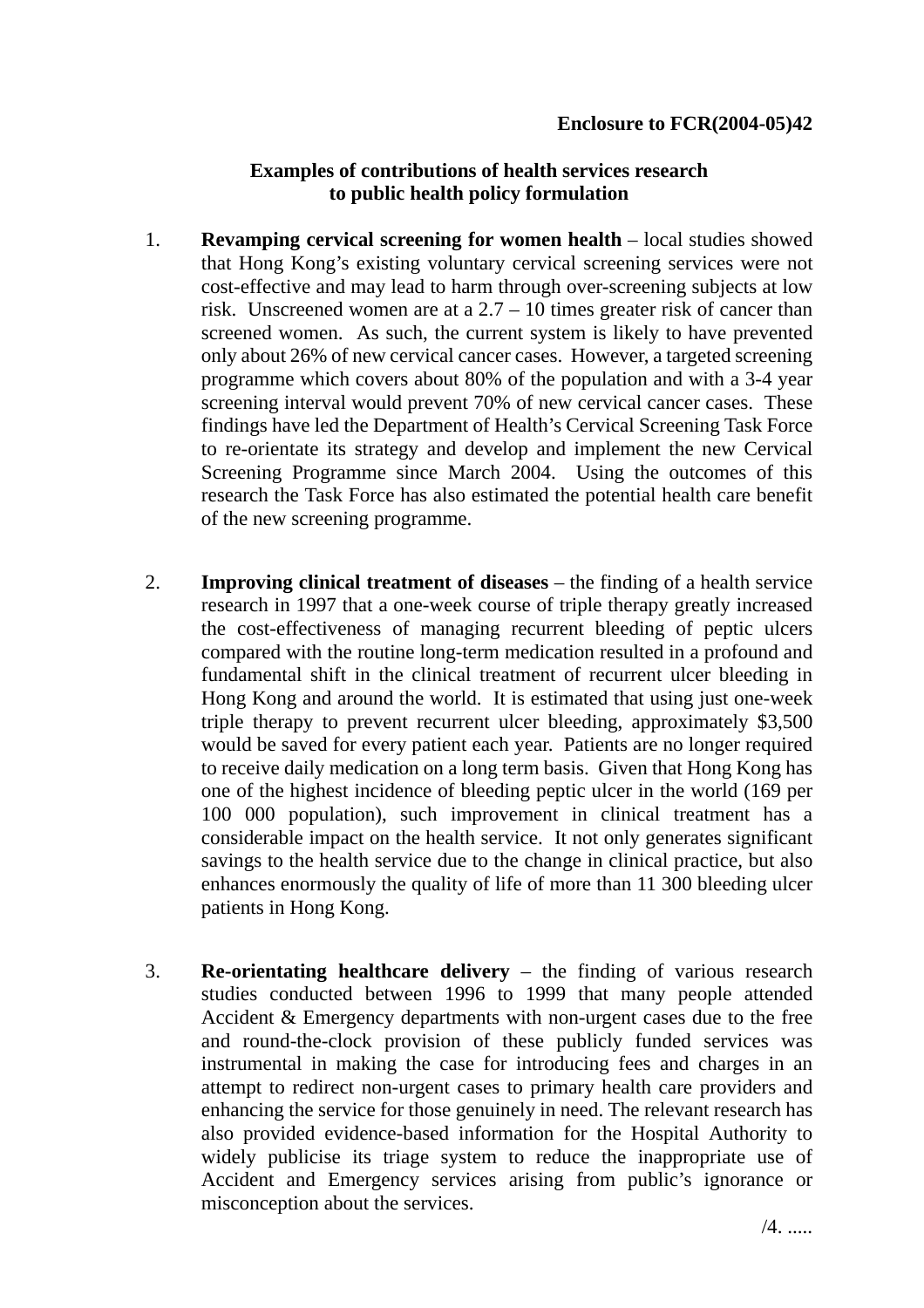**Enclosure to FCR(2004-05)42**

**Examples of contributions of health services research to public health policy formulation**

1. **Revamping cervical screening for women health** – local studies showed that Hong Kong's existing voluntary cervical screening services were not cost-effective and may lead to harm through over-screening subjects at low risk. Unscreened women are at a 2.7 – 10 times greater risk of cancer than screened women. As such, the current system is likely to have prevented only about 26% of new cervical cancer cases. However, a targeted screening programme which covers about 80% of the population and with a 3-4 year screening interval would prevent 70% of new cervical cancer cases. These findings have led the Department of Health's Cervical Screening Task Force to re-orientate its strategy and develop and implement the new Cervical Screening Programme since March 2004. Using the outcomes of this research the Task Force has also estimated the potential health care benefit of the new screening programme.

2. **Improving clinical treatment of diseases** – the finding of a health service research in 1997 that a one-week course of triple therapy greatly increased the cost-effectiveness of managing recurrent bleeding of peptic ulcers compared with the routine long-term medication resulted in a profound and fundamental shift in the clinical treatment of recurrent ulcer bleeding in Hong Kong and around the world. It is estimated that using just one-week triple therapy to prevent recurrent ulcer bleeding, approximately $3,500 would be saved for every patient each year. Patients are no longer required to receive daily medication on a long term basis. Given that Hong Kong has one of the highest incidence of bleeding peptic ulcer in the world (169 per 100 000 population), such improvement in clinical treatment has a considerable impact on the health service. It not only generates significant savings to the health service due to the change in clinical practice, but also enhances enormously the quality of life of more than 11 300 bleeding ulcer patients in Hong Kong.

3. **Re-orientating healthcare delivery** – the finding of various research studies conducted between 1996 to 1999 that many people attended Accident & Emergency departments with non-urgent cases due to the free and round-the-clock provision of these publicly funded services was instrumental in making the case for introducing fees and charges in an attempt to redirect non-urgent cases to primary health care providers and enhancing the service for those genuinely in need. The relevant research has also provided evidence-based information for the Hospital Authority to widely publicise its triage system to reduce the inappropriate use of Accident and Emergency services arising from public's ignorance or misconception about the services.

/4. .....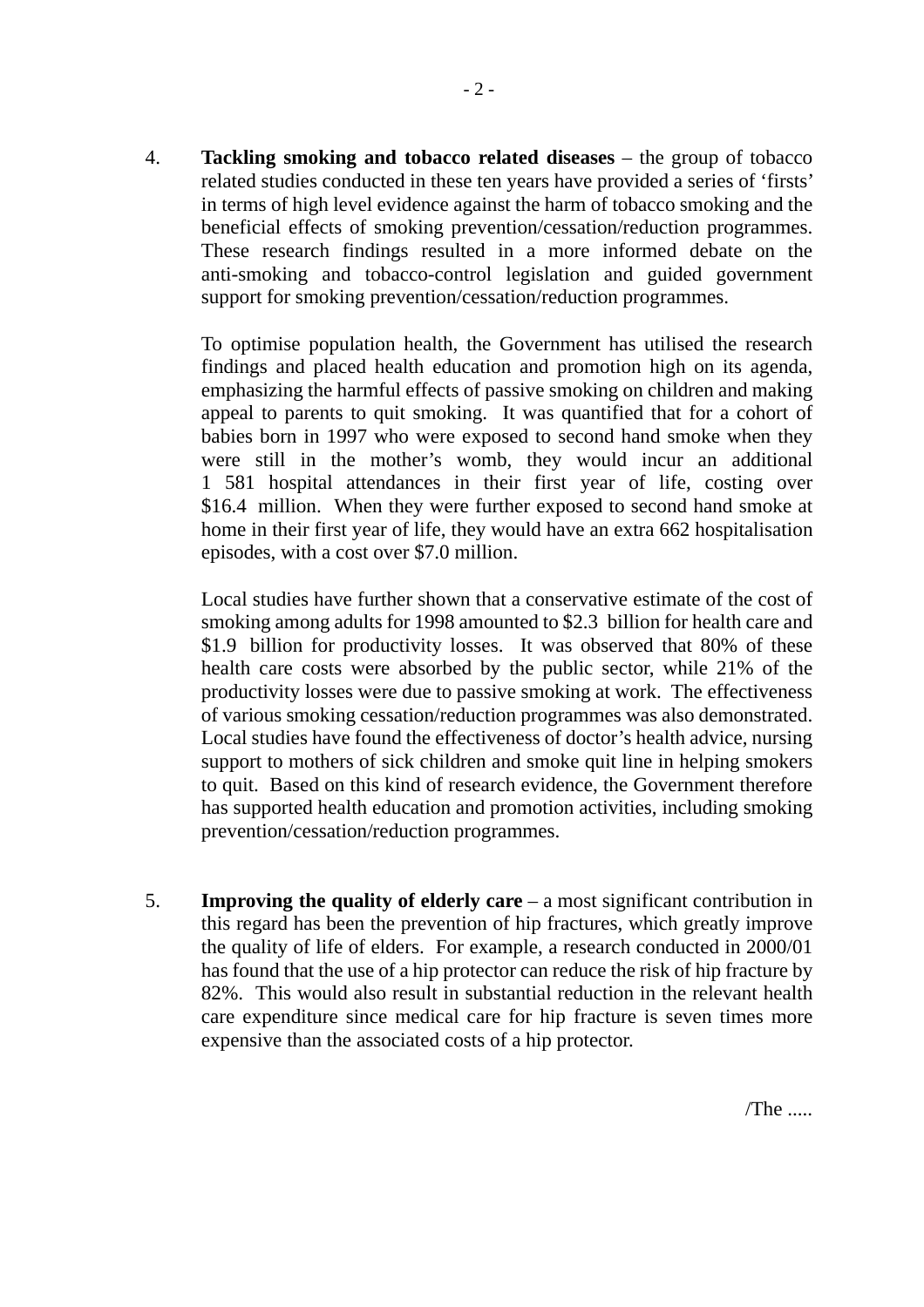4. **Tackling smoking and tobacco related diseases** – the group of tobacco related studies conducted in these ten years have provided a series of 'firsts' in terms of high level evidence against the harm of tobacco smoking and the beneficial effects of smoking prevention/cessation/reduction programmes. These research findings resulted in a more informed debate on the anti-smoking and tobacco-control legislation and guided government support for smoking prevention/cessation/reduction programmes.

   To optimise population health, the Government has utilised the research findings and placed health education and promotion high on its agenda, emphasizing the harmful effects of passive smoking on children and making appeal to parents to quit smoking. It was quantified that for a cohort of babies born in 1997 who were exposed to second hand smoke when they were still in the mother's womb, they would incur an additional 1 581 hospital attendances in their first year of life, costing over $16.4 million. When they were further exposed to second hand smoke at home in their first year of life, they would have an extra 662 hospitalisation episodes, with a cost over $7.0 million.

   Local studies have further shown that a conservative estimate of the cost of smoking among adults for 1998 amounted to $2.3 billion for health care and $1.9 billion for productivity losses. It was observed that 80% of these health care costs were absorbed by the public sector, while 21% of the productivity losses were due to passive smoking at work. The effectiveness of various smoking cessation/reduction programmes was also demonstrated. Local studies have found the effectiveness of doctor's health advice, nursing support to mothers of sick children and smoke quit line in helping smokers to quit. Based on this kind of research evidence, the Government therefore has supported health education and promotion activities, including smoking prevention/cessation/reduction programmes.

5. **Improving the quality of elderly care** – a most significant contribution in this regard has been the prevention of hip fractures, which greatly improve the quality of life of elders. For example, a research conducted in 2000/01 has found that the use of a hip protector can reduce the risk of hip fracture by 82%. This would also result in substantial reduction in the relevant health care expenditure since medical care for hip fracture is seven times more expensive than the associated costs of a hip protector.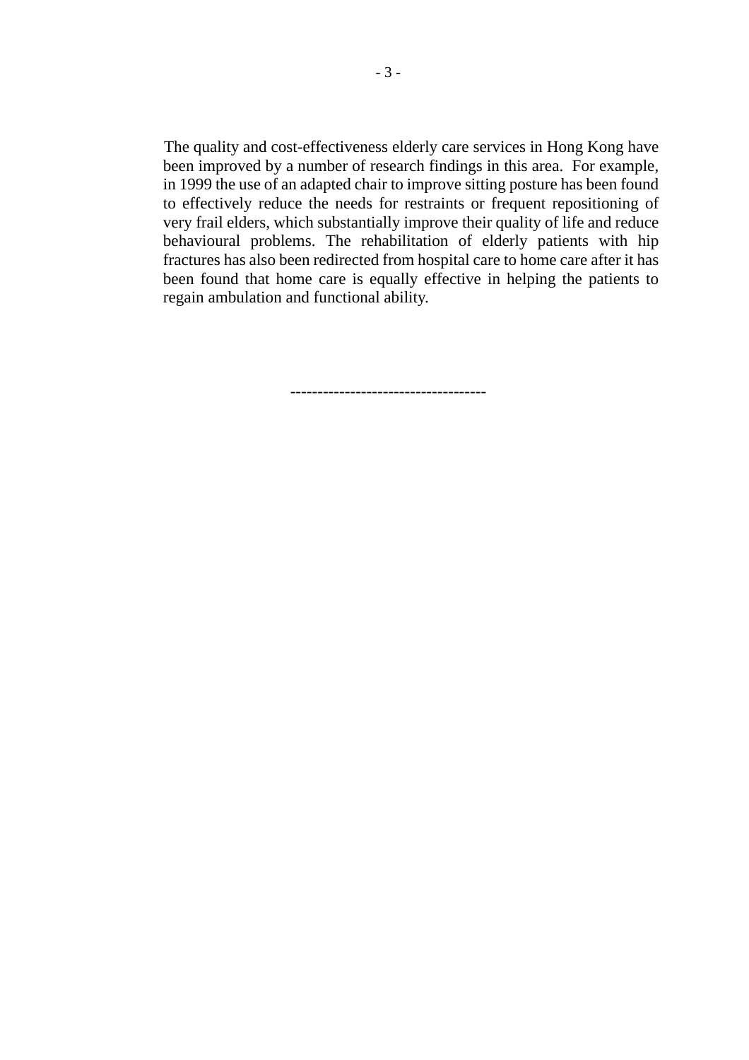The quality and cost-effectiveness elderly care services in Hong Kong have been improved by a number of research findings in this area. For example, in 1999 the use of an adapted chair to improve sitting posture has been found to effectively reduce the needs for restraints or frequent repositioning of very frail elders, which substantially improve their quality of life and reduce behavioural problems. The rehabilitation of elderly patients with hip fractures has also been redirected from hospital care to home care after it has been found that home care is equally effective in helping the patients to regain ambulation and functional ability.

-----------------------------------